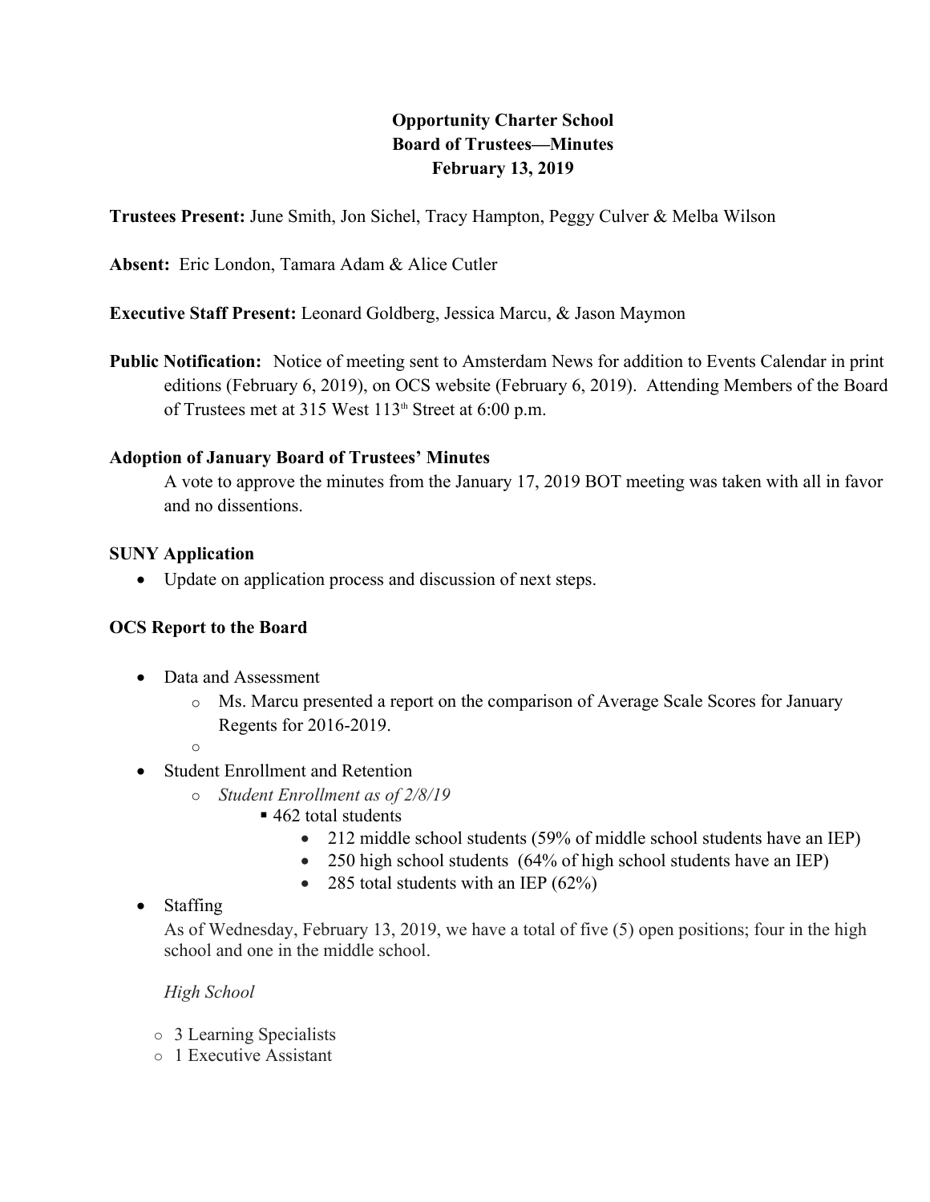**Opportunity Charter School**
**Board of Trustees—Minutes**
**February 13, 2019**

**Trustees Present:** June Smith, Jon Sichel, Tracy Hampton, Peggy Culver & Melba Wilson

**Absent:** Eric London, Tamara Adam & Alice Cutler

**Executive Staff Present:** Leonard Goldberg, Jessica Marcu, & Jason Maymon

**Public Notification:** Notice of meeting sent to Amsterdam News for addition to Events Calendar in print editions (February 6, 2019), on OCS website (February 6, 2019). Attending Members of the Board of Trustees met at 315 West 113th Street at 6:00 p.m.

**Adoption of January Board of Trustees' Minutes**

A vote to approve the minutes from the January 17, 2019 BOT meeting was taken with all in favor and no dissentions.

**SUNY Application**

- Update on application process and discussion of next steps.

**OCS Report to the Board**

- Data and Assessment
  - Ms. Marcu presented a report on the comparison of Average Scale Scores for January Regents for 2016-2019.
  - 
- Student Enrollment and Retention
  - *Student Enrollment as of 2/8/19*
    - 462 total students
      - 212 middle school students (59% of middle school students have an IEP)
      - 250 high school students (64% of high school students have an IEP)
      - 285 total students with an IEP (62%)
- Staffing

  As of Wednesday, February 13, 2019, we have a total of five (5) open positions; four in the high school and one in the middle school.

  *High School*

  - 3 Learning Specialists
  - 1 Executive Assistant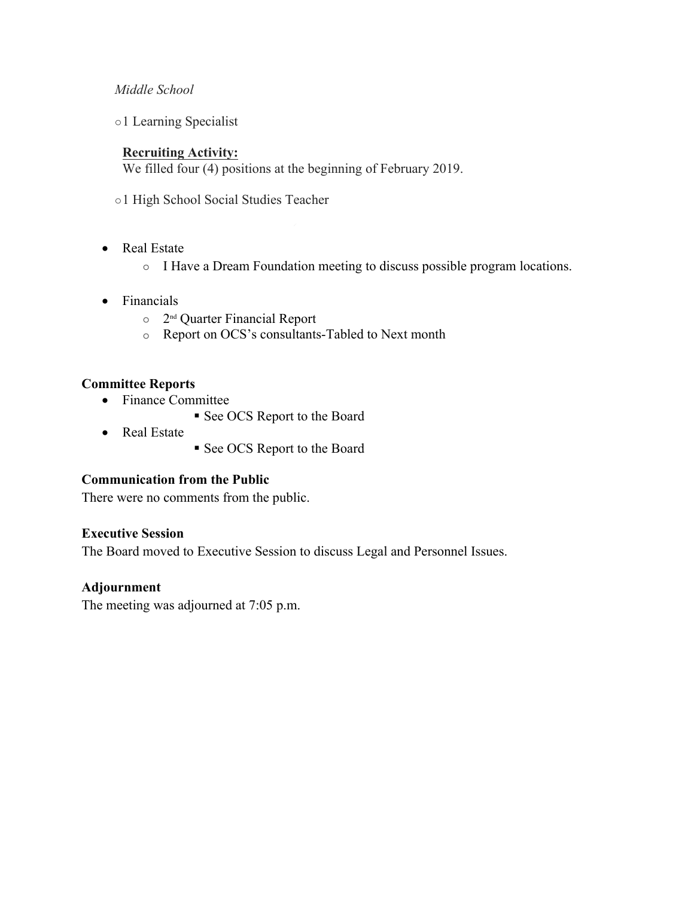*Middle School*

- 1 Learning Specialist

**Recruiting Activity:**
We filled four (4) positions at the beginning of February 2019.

- 1 High School Social Studies Teacher

- Real Estate
  - I Have a Dream Foundation meeting to discuss possible program locations.

- Financials
  - 2nd Quarter Financial Report
  - Report on OCS's consultants-Tabled to Next month

**Committee Reports**

- Finance Committee
  - See OCS Report to the Board
- Real Estate
  - See OCS Report to the Board

**Communication from the Public**

There were no comments from the public.

**Executive Session**

The Board moved to Executive Session to discuss Legal and Personnel Issues.

**Adjournment**

The meeting was adjourned at 7:05 p.m.